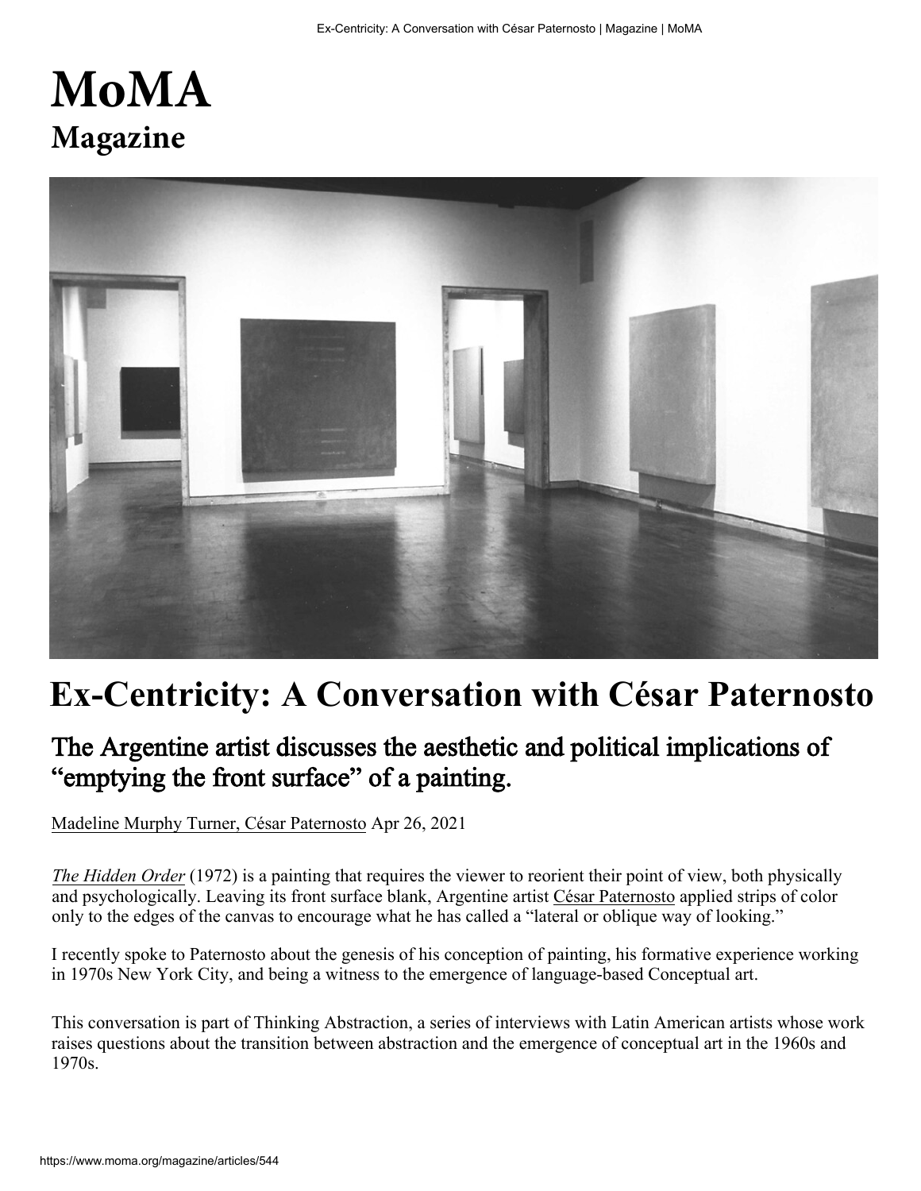# MoMA

## Magazine

# Ex-Centricity: A Conversation with César Paternosto

## The Argentine artist discusses the aesthetic and political implications of "emptying the front surface" of a painting.

Madeline Murphy Turner, César Paternosto Apr 26, 2021

*The Hidden Order* (1972) is a painting that requires the viewer to reorient their point of view, both physically and psychologically. Leaving its front surface blank, Argentine artist César Paternosto applied strips of color only to the edges of the canvas to encourage what he has called a "lateral or oblique way of looking."

I recently spoke to Paternosto about the genesis of his conception of painting, his formative experience working in 1970s New York City, and being a witness to the emergence of language-based Conceptual art.

This conversation is part of Thinking Abstraction, a series of interviews with Latin American artists whose work raises questions about the transition between abstraction and the emergence of conceptual art in the 1960s and 1970s.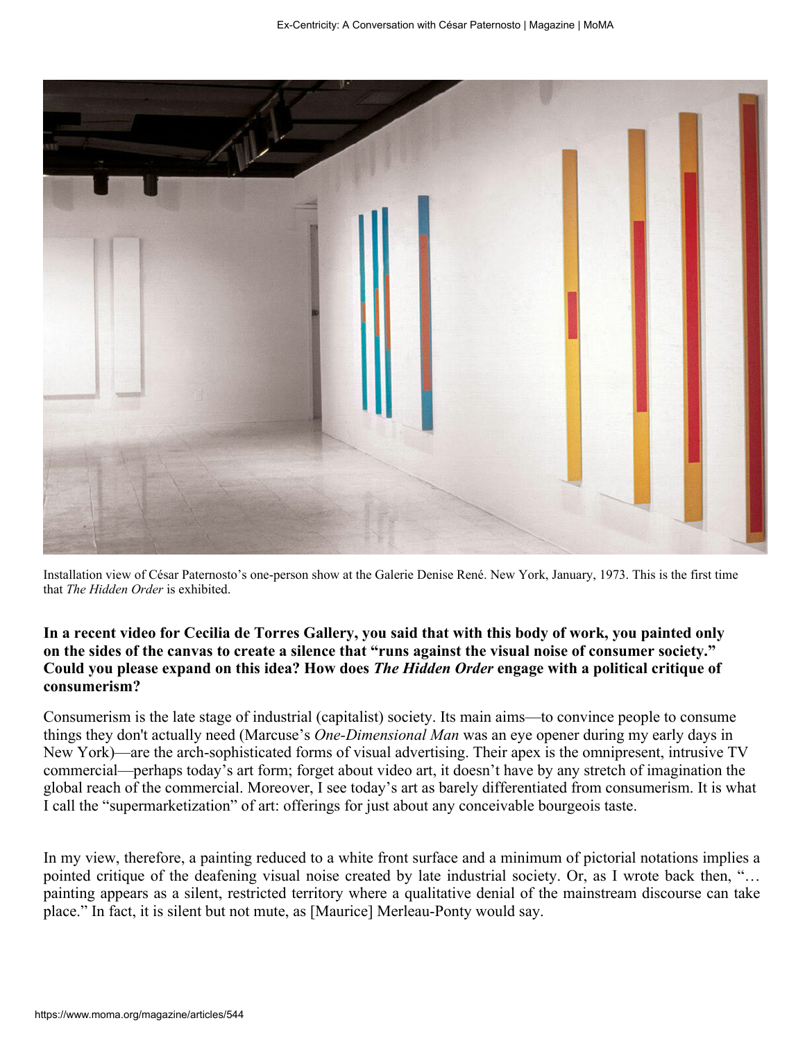Installation view of César Paternosto's one-person show at the Galerie Denise René. New York, January, 1973. This is the first time that *The Hidden Order* is exhibited.

**In a recent video for Cecilia de Torres Gallery, you said that with this body of work, you painted only on the sides of the canvas to create a silence that "runs against the visual noise of consumer society." Could you please expand on this idea? How does *The Hidden Order* engage with a political critique of consumerism?**

Consumerism is the late stage of industrial (capitalist) society. Its main aims—to convince people to consume things they don't actually need (Marcuse's *One-Dimensional Man* was an eye opener during my early days in New York)—are the arch-sophisticated forms of visual advertising. Their apex is the omnipresent, intrusive TV commercial—perhaps today's art form; forget about video art, it doesn't have by any stretch of imagination the global reach of the commercial. Moreover, I see today's art as barely differentiated from consumerism. It is what I call the "supermarketization" of art: offerings for just about any conceivable bourgeois taste.

In my view, therefore, a painting reduced to a white front surface and a minimum of pictorial notations implies a pointed critique of the deafening visual noise created by late industrial society. Or, as I wrote back then, "… painting appears as a silent, restricted territory where a qualitative denial of the mainstream discourse can take place." In fact, it is silent but not mute, as [Maurice] Merleau-Ponty would say.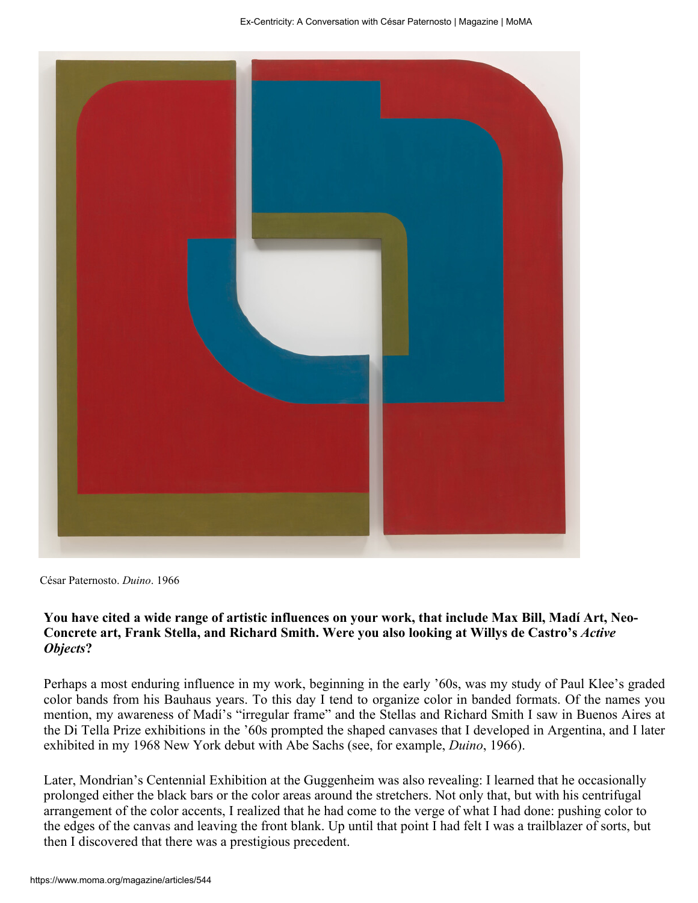César Paternosto. *Duino*. 1966

**You have cited a wide range of artistic influences on your work, that include Max Bill, Madí Art, Neo-Concrete art, Frank Stella, and Richard Smith. Were you also looking at Willys de Castro's *Active Objects*?**

Perhaps a most enduring influence in my work, beginning in the early '60s, was my study of Paul Klee's graded color bands from his Bauhaus years. To this day I tend to organize color in banded formats. Of the names you mention, my awareness of Madí's "irregular frame" and the Stellas and Richard Smith I saw in Buenos Aires at the Di Tella Prize exhibitions in the '60s prompted the shaped canvases that I developed in Argentina, and I later exhibited in my 1968 New York debut with Abe Sachs (see, for example, *Duino*, 1966).

Later, Mondrian's Centennial Exhibition at the Guggenheim was also revealing: I learned that he occasionally prolonged either the black bars or the color areas around the stretchers. Not only that, but with his centrifugal arrangement of the color accents, I realized that he had come to the verge of what I had done: pushing color to the edges of the canvas and leaving the front blank. Up until that point I had felt I was a trailblazer of sorts, but then I discovered that there was a prestigious precedent.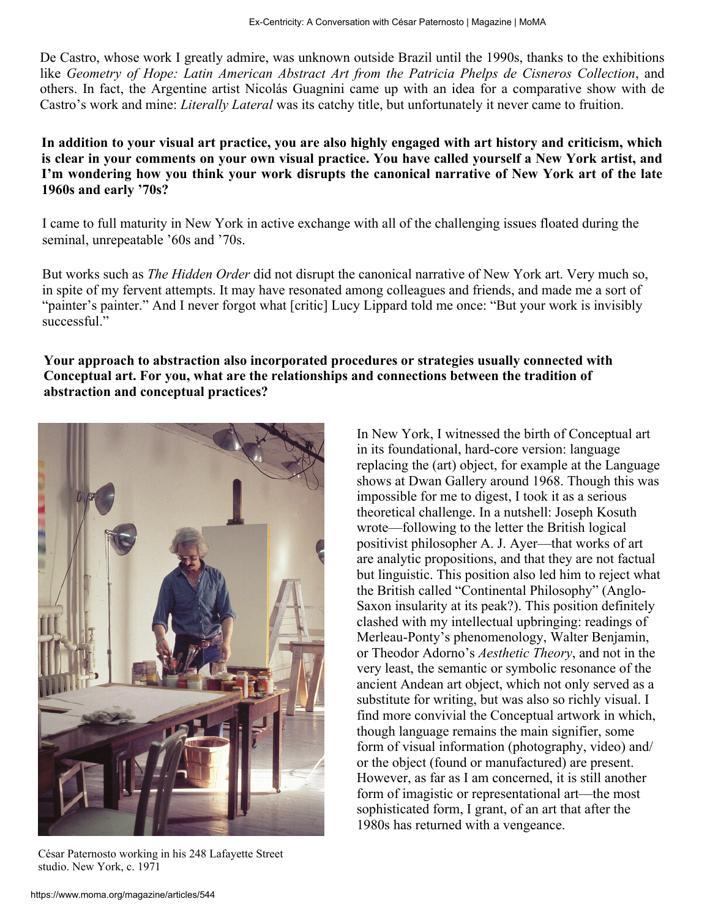De Castro, whose work I greatly admire, was unknown outside Brazil until the 1990s, thanks to the exhibitions like *Geometry of Hope: Latin American Abstract Art from the Patricia Phelps de Cisneros Collection*, and others. In fact, the Argentine artist Nicolás Guagnini came up with an idea for a comparative show with de Castro's work and mine: *Literally Lateral* was its catchy title, but unfortunately it never came to fruition.

**In addition to your visual art practice, you are also highly engaged with art history and criticism, which is clear in your comments on your own visual practice. You have called yourself a New York artist, and I'm wondering how you think your work disrupts the canonical narrative of New York art of the late 1960s and early '70s?**

I came to full maturity in New York in active exchange with all of the challenging issues floated during the seminal, unrepeatable '60s and '70s.

But works such as *The Hidden Order* did not disrupt the canonical narrative of New York art. Very much so, in spite of my fervent attempts. It may have resonated among colleagues and friends, and made me a sort of "painter's painter." And I never forgot what [critic] Lucy Lippard told me once: "But your work is invisibly successful."

**Your approach to abstraction also incorporated procedures or strategies usually connected with Conceptual art. For you, what are the relationships and connections between the tradition of abstraction and conceptual practices?**

In New York, I witnessed the birth of Conceptual art in its foundational, hard-core version: language replacing the (art) object, for example at the Language shows at Dwan Gallery around 1968. Though this was impossible for me to digest, I took it as a serious theoretical challenge. In a nutshell: Joseph Kosuth wrote—following to the letter the British logical positivist philosopher A. J. Ayer—that works of art are analytic propositions, and that they are not factual but linguistic. This position also led him to reject what the British called "Continental Philosophy" (Anglo-Saxon insularity at its peak?). This position definitely clashed with my intellectual upbringing: readings of Merleau-Ponty's phenomenology, Walter Benjamin, or Theodor Adorno's *Aesthetic Theory*, and not in the very least, the semantic or symbolic resonance of the ancient Andean art object, which not only served as a substitute for writing, but was also so richly visual. I find more convivial the Conceptual artwork in which, though language remains the main signifier, some form of visual information (photography, video) and/or the object (found or manufactured) are present. However, as far as I am concerned, it is still another form of imagistic or representational art—the most sophisticated form, I grant, of an art that after the 1980s has returned with a vengeance.

César Paternosto working in his 248 Lafayette Street studio. New York, c. 1971